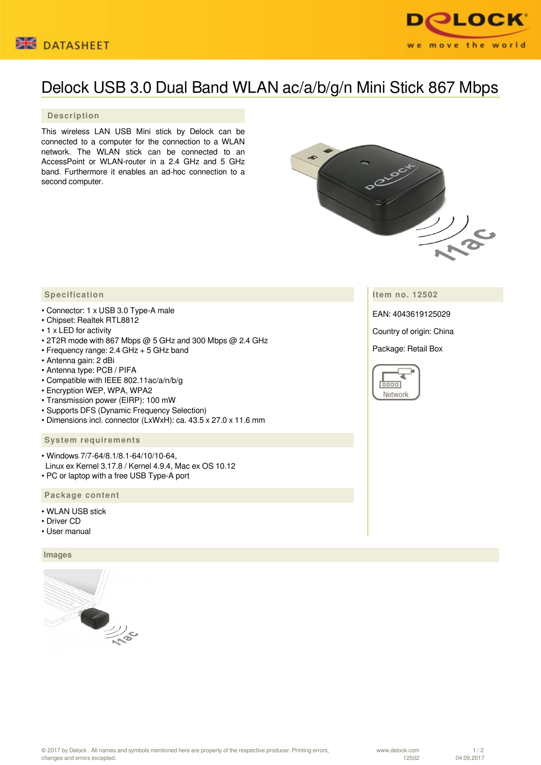DATASHEET

# Delock USB 3.0 Dual Band WLAN ac/a/b/g/n Mini Stick 867 Mbps

## Description

This wireless LAN USB Mini stick by Delock can be connected to a computer for the connection to a WLAN network. The WLAN stick can be connected to an AccessPoint or WLAN-router in a 2.4 GHz and 5 GHz band. Furthermore it enables an ad-hoc connection to a second computer.

## Specification

- Connector: 1 x USB 3.0 Type-A male
- Chipset: Realtek RTL8812
- 1 x LED for activity
- 2T2R mode with 867 Mbps @ 5 GHz and 300 Mbps @ 2.4 GHz
- Frequency range: 2.4 GHz + 5 GHz band
- Antenna gain: 2 dBi
- Antenna type: PCB / PIFA
- Compatible with IEEE 802.11ac/a/n/b/g
- Encryption WEP, WPA, WPA2
- Transmission power (EIRP): 100 mW
- Supports DFS (Dynamic Frequency Selection)
- Dimensions incl. connector (LxWxH): ca. 43.5 x 27.0 x 11.6 mm

## System requirements

- Windows 7/7-64/8.1/8.1-64/10/10-64, Linux ex Kernel 3.17.8 / Kernel 4.9.4, Mac ex OS 10.12
- PC or laptop with a free USB Type-A port

## Package content

- WLAN USB stick
- Driver CD
- User manual

## Item no. 12502

EAN: 4043619125029

Country of origin: China

Package: Retail Box

Network

## Images

© 2017 by Delock . All names and symbols mentioned here are property of the respective producer. Printing errors, changes and errors excepted.

www.delock.com 12502

04.09.2017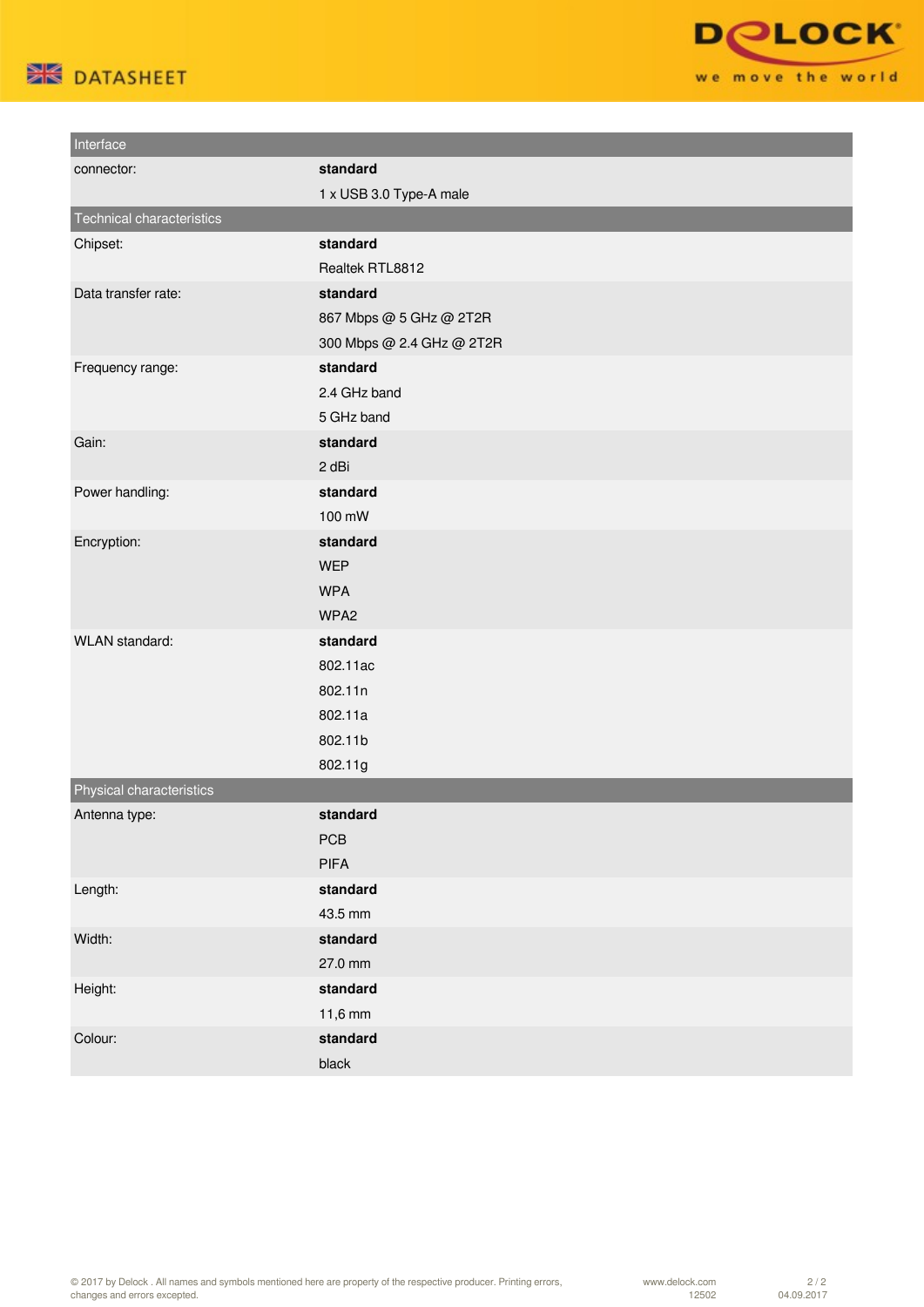| | |
|---|---|
| **Interface** | |
| connector: | **standard** |
| | 1 x USB 3.0 Type-A male |
| **Technical characteristics** | |
| Chipset: | **standard** |
| | Realtek RTL8812 |
| Data transfer rate: | **standard** |
| | 867 Mbps @ 5 GHz @ 2T2R |
| | 300 Mbps @ 2.4 GHz @ 2T2R |
| Frequency range: | **standard** |
| | 2.4 GHz band |
| | 5 GHz band |
| Gain: | **standard** |
| | 2 dBi |
| Power handling: | **standard** |
| | 100 mW |
| Encryption: | **standard** |
| | WEP |
| | WPA |
| | WPA2 |
| WLAN standard: | **standard** |
| | 802.11ac |
| | 802.11n |
| | 802.11a |
| | 802.11b |
| | 802.11g |
| **Physical characteristics** | |
| Antenna type: | **standard** |
| | PCB |
| | PIFA |
| Length: | **standard** |
| | 43.5 mm |
| Width: | **standard** |
| | 27.0 mm |
| Height: | **standard** |
| | 11,6 mm |
| Colour: | **standard** |
| | black |

© 2017 by Delock . All names and symbols mentioned here are property of the respective producer. Printing errors, changes and errors excepted.

www.delock.com 12502 04.09.2017